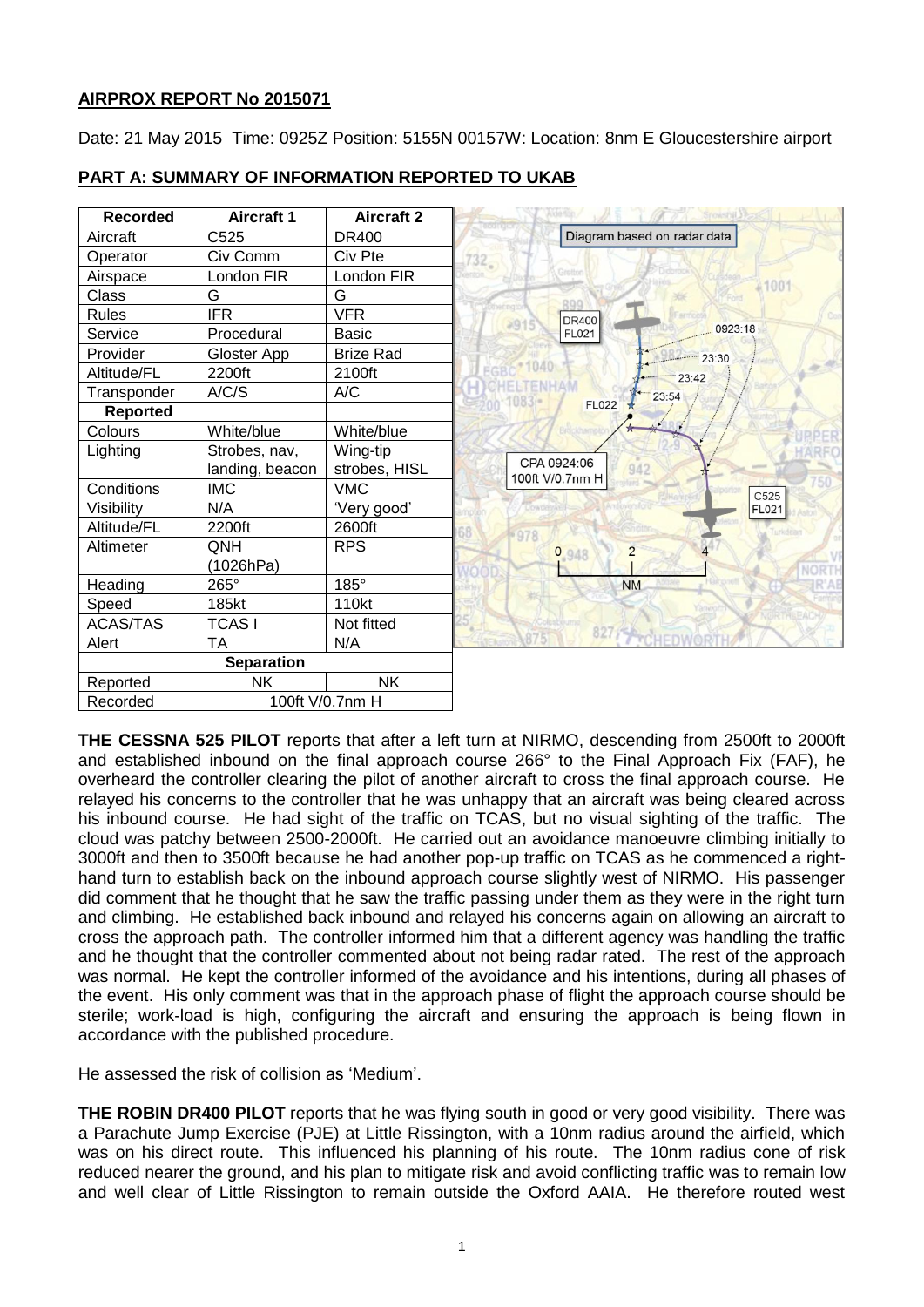## AIRPROX REPORT No 2015071

Date: 21 May 2015 Time: 0925Z Position: 5155N 00157W: Location: 8nm E Gloucestershire airport

## PART A: SUMMARY OF INFORMATION REPORTED TO UKAB

| Recorded | Aircraft 1 | Aircraft 2 |
|---|---|---|
| Aircraft | C525 | DR400 |
| Operator | Civ Comm | Civ Pte |
| Airspace | London FIR | London FIR |
| Class | G | G |
| Rules | IFR | VFR |
| Service | Procedural | Basic |
| Provider | Gloster App | Brize Rad |
| Altitude/FL | 2200ft | 2100ft |
| Transponder | A/C/S | A/C |
| **Reported** | | |
| Colours | White/blue | White/blue |
| Lighting | Strobes, nav, landing, beacon | Wing-tip strobes, HISL |
| Conditions | IMC | VMC |
| Visibility | N/A | 'Very good' |
| Altitude/FL | 2200ft | 2600ft |
| Altimeter | QNH (1026hPa) | RPS |
| Heading | 265° | 185° |
| Speed | 185kt | 110kt |
| ACAS/TAS | TCAS I | Not fitted |
| Alert | TA | N/A |
| **Separation** | | |
| Reported | NK | NK |
| Recorded | 100ft V/0.7nm H | |

Diagram based on radar data

**THE CESSNA 525 PILOT** reports that after a left turn at NIRMO, descending from 2500ft to 2000ft and established inbound on the final approach course 266° to the Final Approach Fix (FAF), he overheard the controller clearing the pilot of another aircraft to cross the final approach course. He relayed his concerns to the controller that he was unhappy that an aircraft was being cleared across his inbound course. He had sight of the traffic on TCAS, but no visual sighting of the traffic. The cloud was patchy between 2500-2000ft. He carried out an avoidance manoeuvre climbing initially to 3000ft and then to 3500ft because he had another pop-up traffic on TCAS as he commenced a right-hand turn to establish back on the inbound approach course slightly west of NIRMO. His passenger did comment that he thought that he saw the traffic passing under them as they were in the right turn and climbing. He established back inbound and relayed his concerns again on allowing an aircraft to cross the approach path. The controller informed him that a different agency was handling the traffic and he thought that the controller commented about not being radar rated. The rest of the approach was normal. He kept the controller informed of the avoidance and his intentions, during all phases of the event. His only comment was that in the approach phase of flight the approach course should be sterile; work-load is high, configuring the aircraft and ensuring the approach is being flown in accordance with the published procedure.

He assessed the risk of collision as 'Medium'.

**THE ROBIN DR400 PILOT** reports that he was flying south in good or very good visibility. There was a Parachute Jump Exercise (PJE) at Little Rissington, with a 10nm radius around the airfield, which was on his direct route. This influenced his planning of his route. The 10nm radius cone of risk reduced nearer the ground, and his plan to mitigate risk and avoid conflicting traffic was to remain low and well clear of Little Rissington to remain outside the Oxford AAIA. He therefore routed west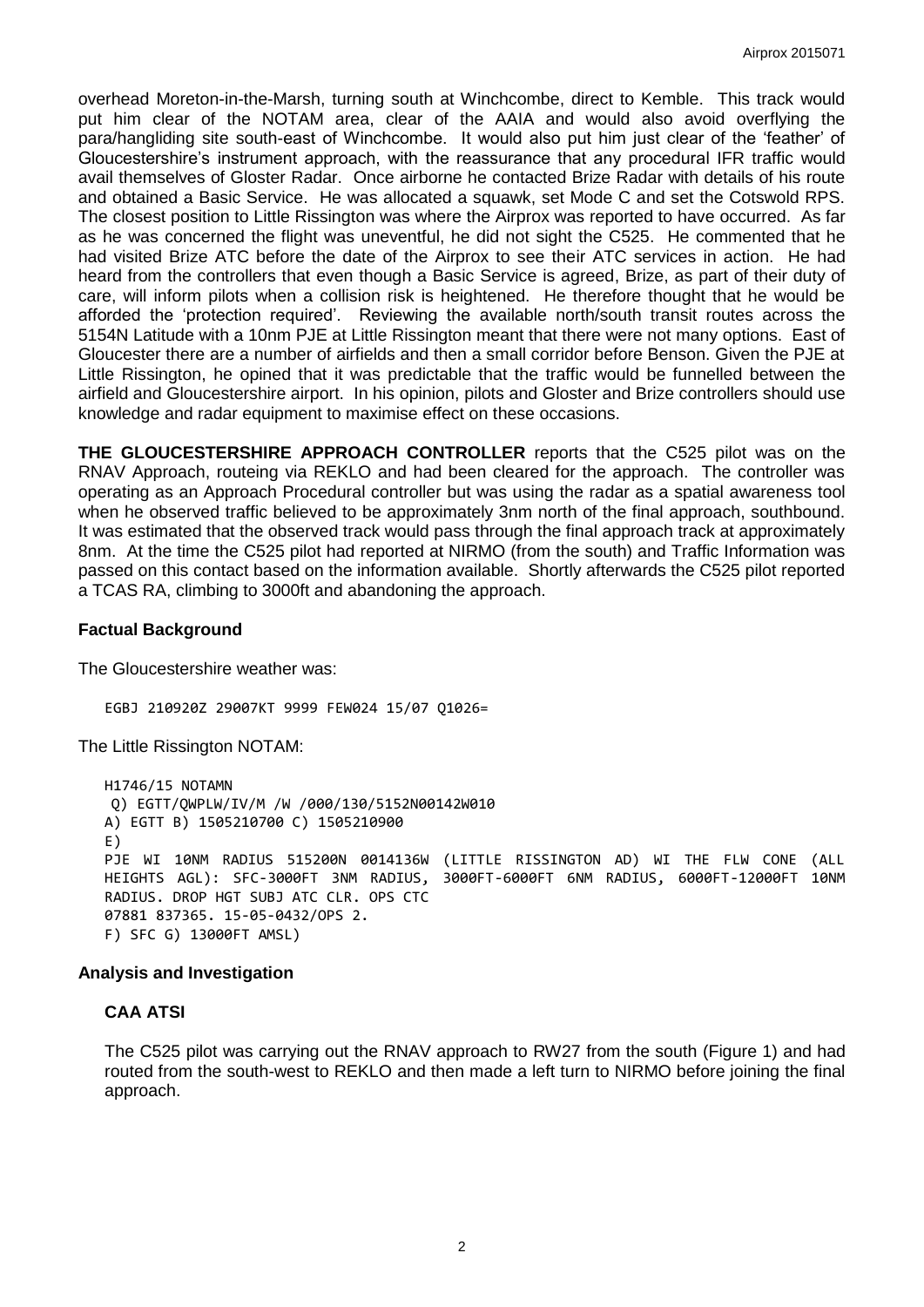overhead Moreton-in-the-Marsh, turning south at Winchcombe, direct to Kemble. This track would put him clear of the NOTAM area, clear of the AAIA and would also avoid overflying the para/hangliding site south-east of Winchcombe. It would also put him just clear of the 'feather' of Gloucestershire's instrument approach, with the reassurance that any procedural IFR traffic would avail themselves of Gloster Radar. Once airborne he contacted Brize Radar with details of his route and obtained a Basic Service. He was allocated a squawk, set Mode C and set the Cotswold RPS. The closest position to Little Rissington was where the Airprox was reported to have occurred. As far as he was concerned the flight was uneventful, he did not sight the C525. He commented that he had visited Brize ATC before the date of the Airprox to see their ATC services in action. He had heard from the controllers that even though a Basic Service is agreed, Brize, as part of their duty of care, will inform pilots when a collision risk is heightened. He therefore thought that he would be afforded the 'protection required'. Reviewing the available north/south transit routes across the 5154N Latitude with a 10nm PJE at Little Rissington meant that there were not many options. East of Gloucester there are a number of airfields and then a small corridor before Benson. Given the PJE at Little Rissington, he opined that it was predictable that the traffic would be funnelled between the airfield and Gloucestershire airport. In his opinion, pilots and Gloster and Brize controllers should use knowledge and radar equipment to maximise effect on these occasions.

**THE GLOUCESTERSHIRE APPROACH CONTROLLER** reports that the C525 pilot was on the RNAV Approach, routeing via REKLO and had been cleared for the approach. The controller was operating as an Approach Procedural controller but was using the radar as a spatial awareness tool when he observed traffic believed to be approximately 3nm north of the final approach, southbound. It was estimated that the observed track would pass through the final approach track at approximately 8nm. At the time the C525 pilot had reported at NIRMO (from the south) and Traffic Information was passed on this contact based on the information available. Shortly afterwards the C525 pilot reported a TCAS RA, climbing to 3000ft and abandoning the approach.

## Factual Background

The Gloucestershire weather was:

```
EGBJ 210920Z 29007KT 9999 FEW024 15/07 Q1026=
```

The Little Rissington NOTAM:

```
H1746/15 NOTAMN
 Q) EGTT/QWPLW/IV/M /W /000/130/5152N00142W010
A) EGTT B) 1505210700 C) 1505210900
E)
PJE WI 10NM RADIUS 515200N 0014136W (LITTLE RISSINGTON AD) WI THE FLW CONE (ALL HEIGHTS AGL): SFC-3000FT 3NM RADIUS, 3000FT-6000FT 6NM RADIUS, 6000FT-12000FT 10NM RADIUS. DROP HGT SUBJ ATC CLR. OPS CTC
07881 837365. 15-05-0432/OPS 2.
F) SFC G) 13000FT AMSL)
```

## Analysis and Investigation

### CAA ATSI

The C525 pilot was carrying out the RNAV approach to RW27 from the south (Figure 1) and had routed from the south-west to REKLO and then made a left turn to NIRMO before joining the final approach.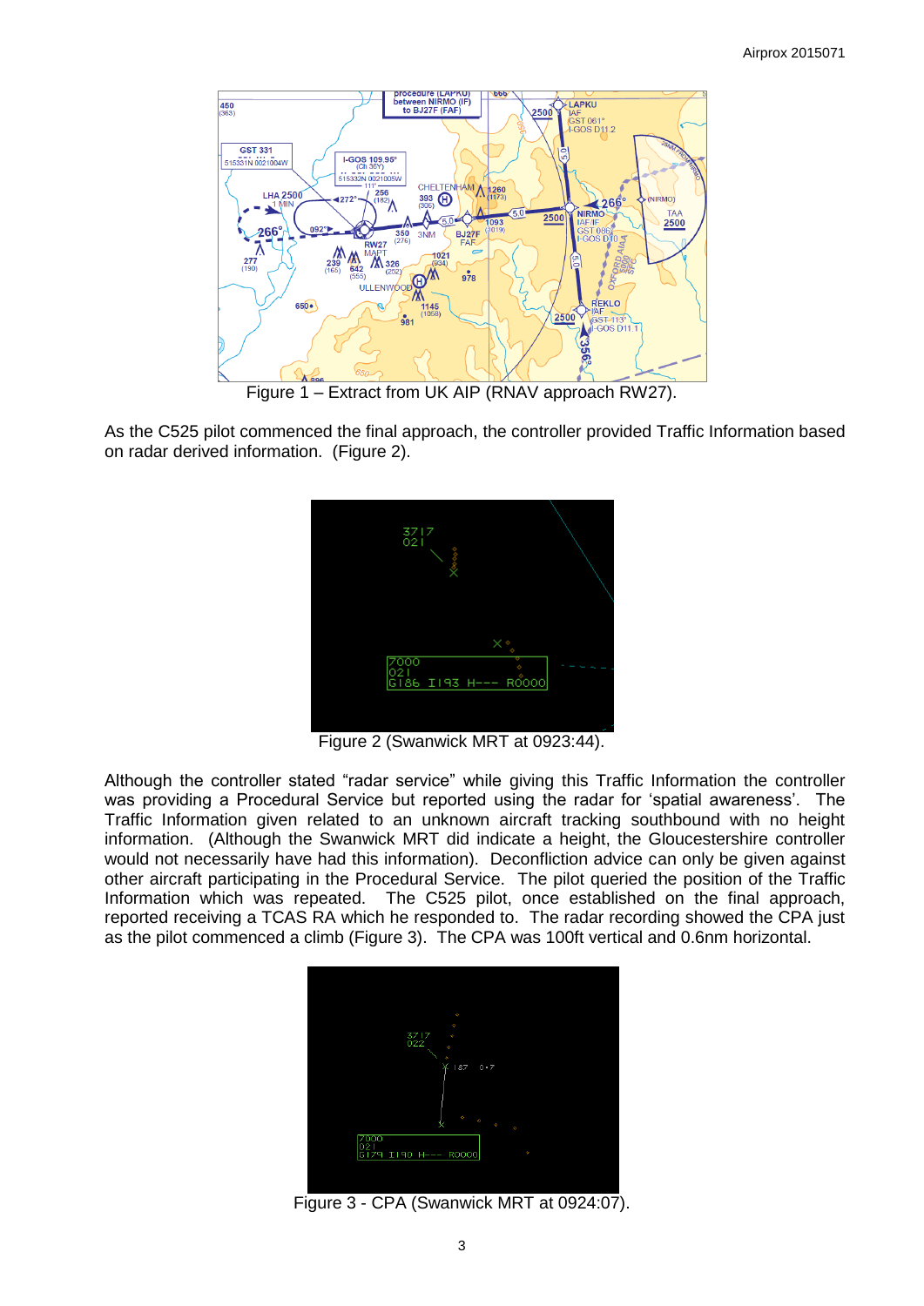Figure 1 – Extract from UK AIP (RNAV approach RW27).

As the C525 pilot commenced the final approach, the controller provided Traffic Information based on radar derived information. (Figure 2).

Figure 2 (Swanwick MRT at 0923:44).

Although the controller stated "radar service" while giving this Traffic Information the controller was providing a Procedural Service but reported using the radar for 'spatial awareness'. The Traffic Information given related to an unknown aircraft tracking southbound with no height information. (Although the Swanwick MRT did indicate a height, the Gloucestershire controller would not necessarily have had this information). Deconfliction advice can only be given against other aircraft participating in the Procedural Service. The pilot queried the position of the Traffic Information which was repeated. The C525 pilot, once established on the final approach, reported receiving a TCAS RA which he responded to. The radar recording showed the CPA just as the pilot commenced a climb (Figure 3). The CPA was 100ft vertical and 0.6nm horizontal.

Figure 3 - CPA (Swanwick MRT at 0924:07).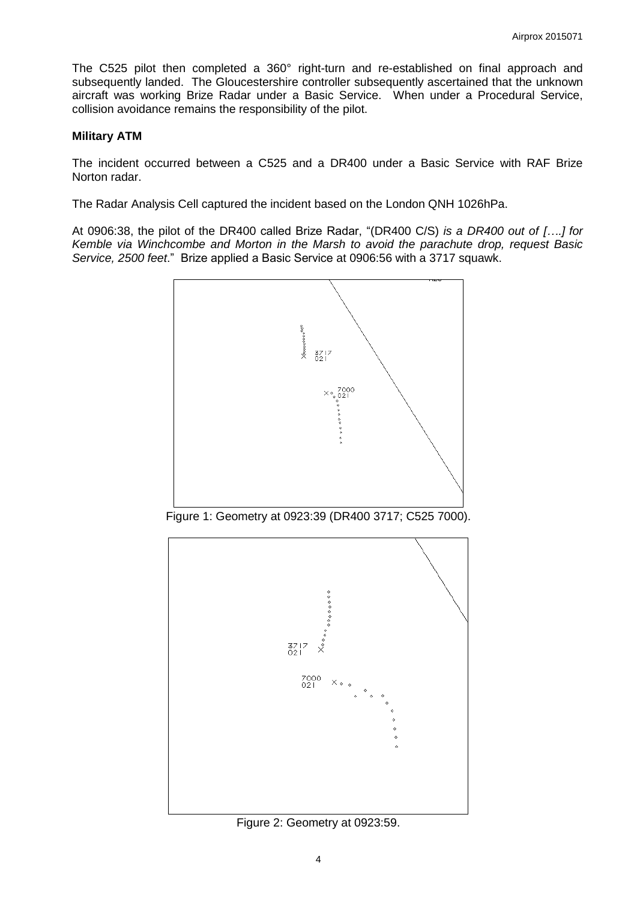The C525 pilot then completed a 360° right-turn and re-established on final approach and subsequently landed. The Gloucestershire controller subsequently ascertained that the unknown aircraft was working Brize Radar under a Basic Service. When under a Procedural Service, collision avoidance remains the responsibility of the pilot.

## Military ATM

The incident occurred between a C525 and a DR400 under a Basic Service with RAF Brize Norton radar.

The Radar Analysis Cell captured the incident based on the London QNH 1026hPa.

At 0906:38, the pilot of the DR400 called Brize Radar, "(DR400 C/S) *is a DR400 out of […] for Kemble via Winchcombe and Morton in the Marsh to avoid the parachute drop, request Basic Service, 2500 feet*." Brize applied a Basic Service at 0906:56 with a 3717 squawk.

Figure 1: Geometry at 0923:39 (DR400 3717; C525 7000).

Figure 2: Geometry at 0923:59.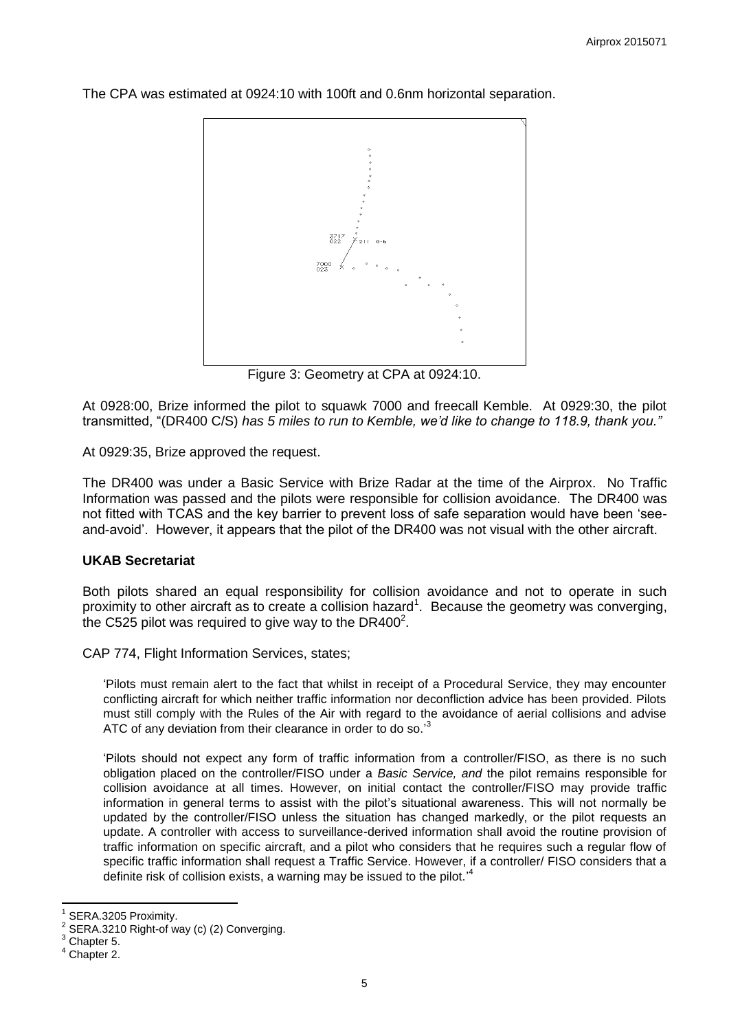The CPA was estimated at 0924:10 with 100ft and 0.6nm horizontal separation.

Figure 3: Geometry at CPA at 0924:10.

At 0928:00, Brize informed the pilot to squawk 7000 and freecall Kemble. At 0929:30, the pilot transmitted, "(DR400 C/S) *has 5 miles to run to Kemble, we'd like to change to 118.9, thank you."*

At 0929:35, Brize approved the request.

The DR400 was under a Basic Service with Brize Radar at the time of the Airprox. No Traffic Information was passed and the pilots were responsible for collision avoidance. The DR400 was not fitted with TCAS and the key barrier to prevent loss of safe separation would have been 'see-and-avoid'. However, it appears that the pilot of the DR400 was not visual with the other aircraft.

### UKAB Secretariat

Both pilots shared an equal responsibility for collision avoidance and not to operate in such proximity to other aircraft as to create a collision hazard[1]. Because the geometry was converging, the C525 pilot was required to give way to the DR400[2].

CAP 774, Flight Information Services, states;

> 'Pilots must remain alert to the fact that whilst in receipt of a Procedural Service, they may encounter conflicting aircraft for which neither traffic information nor deconfliction advice has been provided. Pilots must still comply with the Rules of the Air with regard to the avoidance of aerial collisions and advise ATC of any deviation from their clearance in order to do so.'[3]
>
> 'Pilots should not expect any form of traffic information from a controller/FISO, as there is no such obligation placed on the controller/FISO under a *Basic Service, and* the pilot remains responsible for collision avoidance at all times. However, on initial contact the controller/FISO may provide traffic information in general terms to assist with the pilot's situational awareness. This will not normally be updated by the controller/FISO unless the situation has changed markedly, or the pilot requests an update. A controller with access to surveillance-derived information shall avoid the routine provision of traffic information on specific aircraft, and a pilot who considers that he requires such a regular flow of specific traffic information shall request a Traffic Service. However, if a controller/ FISO considers that a definite risk of collision exists, a warning may be issued to the pilot.'[4]

---

[1] SERA.3205 Proximity.

[2] SERA.3210 Right-of way (c) (2) Converging.

[3] Chapter 5.

[4] Chapter 2.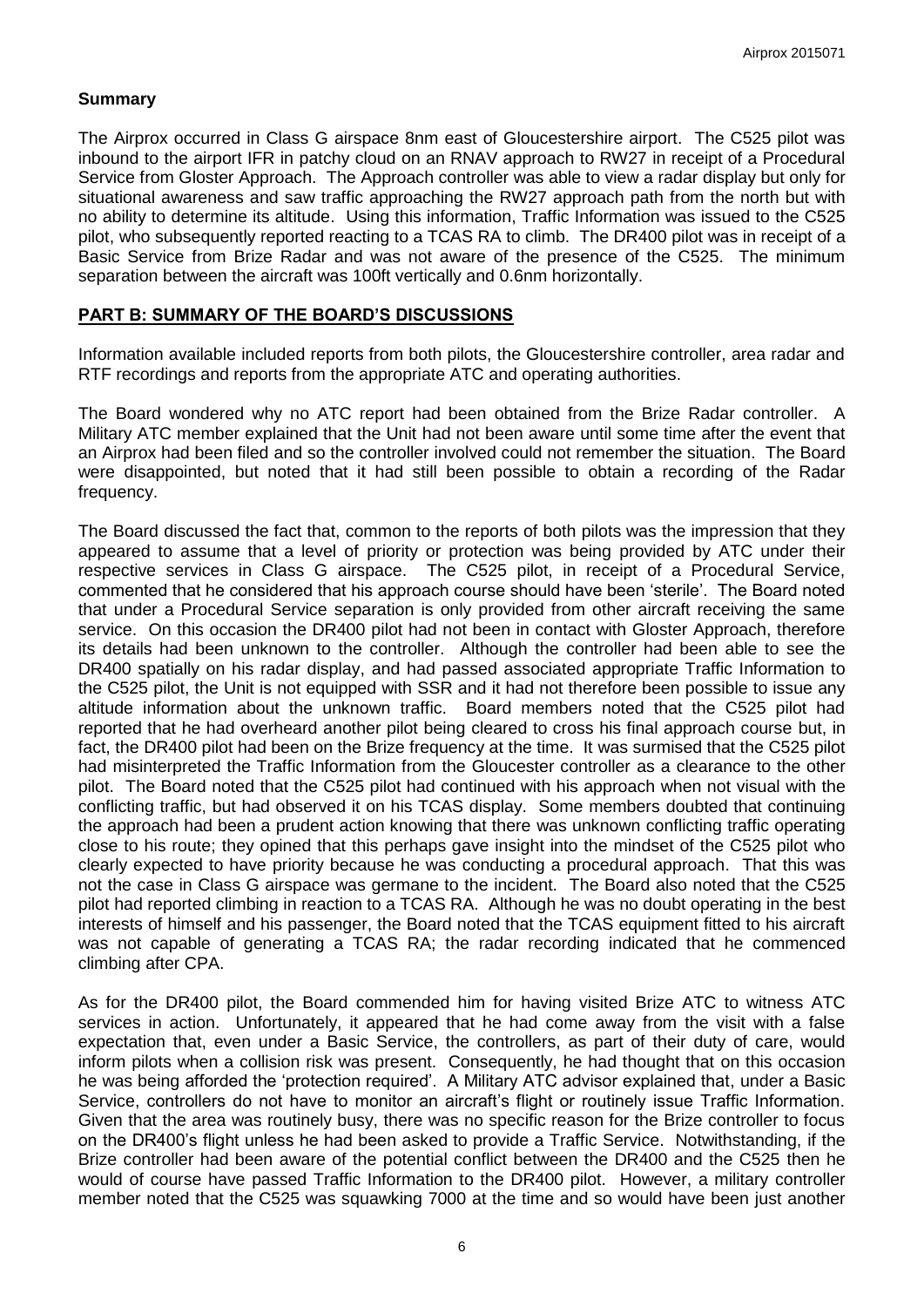## Summary

The Airprox occurred in Class G airspace 8nm east of Gloucestershire airport. The C525 pilot was inbound to the airport IFR in patchy cloud on an RNAV approach to RW27 in receipt of a Procedural Service from Gloster Approach. The Approach controller was able to view a radar display but only for situational awareness and saw traffic approaching the RW27 approach path from the north but with no ability to determine its altitude. Using this information, Traffic Information was issued to the C525 pilot, who subsequently reported reacting to a TCAS RA to climb. The DR400 pilot was in receipt of a Basic Service from Brize Radar and was not aware of the presence of the C525. The minimum separation between the aircraft was 100ft vertically and 0.6nm horizontally.

## PART B: SUMMARY OF THE BOARD'S DISCUSSIONS

Information available included reports from both pilots, the Gloucestershire controller, area radar and RTF recordings and reports from the appropriate ATC and operating authorities.

The Board wondered why no ATC report had been obtained from the Brize Radar controller. A Military ATC member explained that the Unit had not been aware until some time after the event that an Airprox had been filed and so the controller involved could not remember the situation. The Board were disappointed, but noted that it had still been possible to obtain a recording of the Radar frequency.

The Board discussed the fact that, common to the reports of both pilots was the impression that they appeared to assume that a level of priority or protection was being provided by ATC under their respective services in Class G airspace. The C525 pilot, in receipt of a Procedural Service, commented that he considered that his approach course should have been 'sterile'. The Board noted that under a Procedural Service separation is only provided from other aircraft receiving the same service. On this occasion the DR400 pilot had not been in contact with Gloster Approach, therefore its details had been unknown to the controller. Although the controller had been able to see the DR400 spatially on his radar display, and had passed associated appropriate Traffic Information to the C525 pilot, the Unit is not equipped with SSR and it had not therefore been possible to issue any altitude information about the unknown traffic. Board members noted that the C525 pilot had reported that he had overheard another pilot being cleared to cross his final approach course but, in fact, the DR400 pilot had been on the Brize frequency at the time. It was surmised that the C525 pilot had misinterpreted the Traffic Information from the Gloucester controller as a clearance to the other pilot. The Board noted that the C525 pilot had continued with his approach when not visual with the conflicting traffic, but had observed it on his TCAS display. Some members doubted that continuing the approach had been a prudent action knowing that there was unknown conflicting traffic operating close to his route; they opined that this perhaps gave insight into the mindset of the C525 pilot who clearly expected to have priority because he was conducting a procedural approach. That this was not the case in Class G airspace was germane to the incident. The Board also noted that the C525 pilot had reported climbing in reaction to a TCAS RA. Although he was no doubt operating in the best interests of himself and his passenger, the Board noted that the TCAS equipment fitted to his aircraft was not capable of generating a TCAS RA; the radar recording indicated that he commenced climbing after CPA.

As for the DR400 pilot, the Board commended him for having visited Brize ATC to witness ATC services in action. Unfortunately, it appeared that he had come away from the visit with a false expectation that, even under a Basic Service, the controllers, as part of their duty of care, would inform pilots when a collision risk was present. Consequently, he had thought that on this occasion he was being afforded the 'protection required'. A Military ATC advisor explained that, under a Basic Service, controllers do not have to monitor an aircraft's flight or routinely issue Traffic Information. Given that the area was routinely busy, there was no specific reason for the Brize controller to focus on the DR400's flight unless he had been asked to provide a Traffic Service. Notwithstanding, if the Brize controller had been aware of the potential conflict between the DR400 and the C525 then he would of course have passed Traffic Information to the DR400 pilot. However, a military controller member noted that the C525 was squawking 7000 at the time and so would have been just another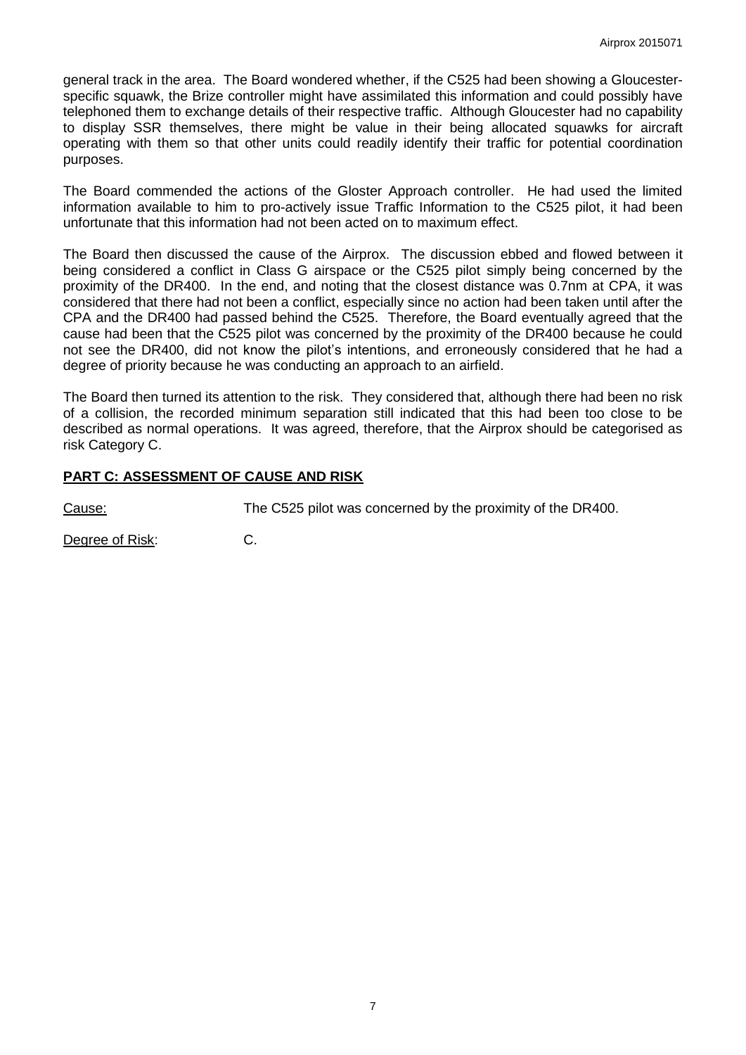general track in the area. The Board wondered whether, if the C525 had been showing a Gloucester-specific squawk, the Brize controller might have assimilated this information and could possibly have telephoned them to exchange details of their respective traffic. Although Gloucester had no capability to display SSR themselves, there might be value in their being allocated squawks for aircraft operating with them so that other units could readily identify their traffic for potential coordination purposes.

The Board commended the actions of the Gloster Approach controller. He had used the limited information available to him to pro-actively issue Traffic Information to the C525 pilot, it had been unfortunate that this information had not been acted on to maximum effect.

The Board then discussed the cause of the Airprox. The discussion ebbed and flowed between it being considered a conflict in Class G airspace or the C525 pilot simply being concerned by the proximity of the DR400. In the end, and noting that the closest distance was 0.7nm at CPA, it was considered that there had not been a conflict, especially since no action had been taken until after the CPA and the DR400 had passed behind the C525. Therefore, the Board eventually agreed that the cause had been that the C525 pilot was concerned by the proximity of the DR400 because he could not see the DR400, did not know the pilot's intentions, and erroneously considered that he had a degree of priority because he was conducting an approach to an airfield.

The Board then turned its attention to the risk. They considered that, although there had been no risk of a collision, the recorded minimum separation still indicated that this had been too close to be described as normal operations. It was agreed, therefore, that the Airprox should be categorised as risk Category C.

## PART C: ASSESSMENT OF CAUSE AND RISK

Cause: The C525 pilot was concerned by the proximity of the DR400.

Degree of Risk: C.